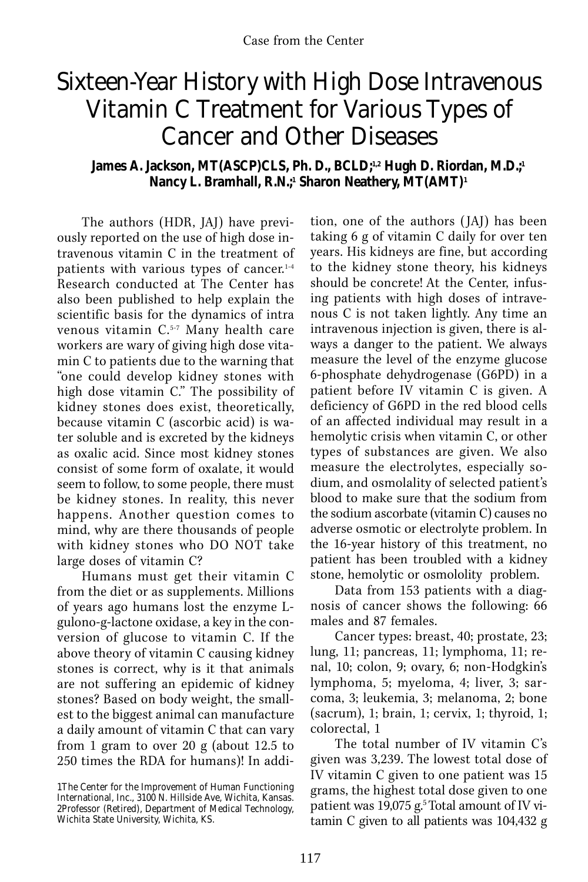Case from the Center

# Sixteen-Year History with High Dose Intravenous Vitamin C Treatment for Various Types of Cancer and Other Diseases

**James A. Jackson, MT(ASCP)CLS, Ph. D., BCLD;[1,2] Hugh D. Riordan, M.D.;[1] Nancy L. Bramhall, R.N.;[1] Sharon Neathery, MT(AMT)[1]**

The authors (HDR, JAJ) have previously reported on the use of high dose intravenous vitamin C in the treatment of patients with various types of cancer.[1-4] Research conducted at The Center has also been published to help explain the scientific basis for the dynamics of intra venous vitamin C.[5-7] Many health care workers are wary of giving high dose vitamin C to patients due to the warning that "one could develop kidney stones with high dose vitamin C." The possibility of kidney stones does exist, theoretically, because vitamin C (ascorbic acid) is water soluble and is excreted by the kidneys as oxalic acid. Since most kidney stones consist of some form of oxalate, it would seem to follow, to some people, there must be kidney stones. In reality, this never happens. Another question comes to mind, why are there thousands of people with kidney stones who DO NOT take large doses of vitamin C?

Humans must get their vitamin C from the diet or as supplements. Millions of years ago humans lost the enzyme L-gulono-g-lactone oxidase, a key in the conversion of glucose to vitamin C. If the above theory of vitamin C causing kidney stones is correct, why is it that animals are not suffering an epidemic of kidney stones? Based on body weight, the smallest to the biggest animal can manufacture a daily amount of vitamin C that can vary from 1 gram to over 20 g (about 12.5 to 250 times the RDA for humans)! In addition, one of the authors (JAJ) has been taking 6 g of vitamin C daily for over ten years. His kidneys are fine, but according to the kidney stone theory, his kidneys should be concrete! At the Center, infusing patients with high doses of intravenous C is not taken lightly. Any time an intravenous injection is given, there is always a danger to the patient. We always measure the level of the enzyme glucose 6-phosphate dehydrogenase (G6PD) in a patient before IV vitamin C is given. A deficiency of G6PD in the red blood cells of an affected individual may result in a hemolytic crisis when vitamin C, or other types of substances are given. We also measure the electrolytes, especially sodium, and osmolality of selected patient's blood to make sure that the sodium from the sodium ascorbate (vitamin C) causes no adverse osmotic or electrolyte problem. In the 16-year history of this treatment, no patient has been troubled with a kidney stone, hemolytic or osmololity problem.

Data from 153 patients with a diagnosis of cancer shows the following: 66 males and 87 females.

Cancer types: breast, 40; prostate, 23; lung, 11; pancreas, 11; lymphoma, 11; renal, 10; colon, 9; ovary, 6; non-Hodgkin's lymphoma, 5; myeloma, 4; liver, 3; sarcoma, 3; leukemia, 3; melanoma, 2; bone (sacrum), 1; brain, 1; cervix, 1; thyroid, 1; colorectal, 1

The total number of IV vitamin C's given was 3,239. The lowest total dose of IV vitamin C given to one patient was 15 grams, the highest total dose given to one patient was 19,075 g.[5] Total amount of IV vitamin C given to all patients was 104,432 g

1The Center for the Improvement of Human Functioning International, Inc., 3100 N. Hillside Ave, Wichita, Kansas.
2Professor (Retired), Department of Medical Technology, Wichita State University, Wichita, KS.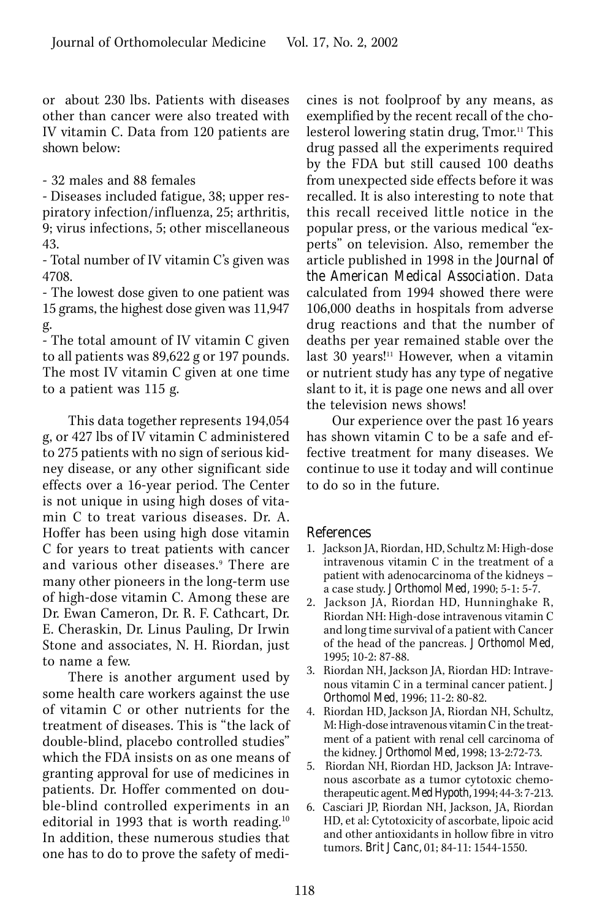or about 230 lbs. Patients with diseases other than cancer were also treated with IV vitamin C. Data from 120 patients are shown below:

- 32 males and 88 females
- Diseases included fatigue, 38; upper respiratory infection/influenza, 25; arthritis, 9; virus infections, 5; other miscellaneous 43.
- Total number of IV vitamin C's given was 4708.
- The lowest dose given to one patient was 15 grams, the highest dose given was 11,947 g.
- The total amount of IV vitamin C given to all patients was 89,622 g or 197 pounds. The most IV vitamin C given at one time to a patient was 115 g.

This data together represents 194,054 g, or 427 lbs of IV vitamin C administered to 275 patients with no sign of serious kidney disease, or any other significant side effects over a 16-year period. The Center is not unique in using high doses of vitamin C to treat various diseases. Dr. A. Hoffer has been using high dose vitamin C for years to treat patients with cancer and various other diseases.[9] There are many other pioneers in the long-term use of high-dose vitamin C. Among these are Dr. Ewan Cameron, Dr. R. F. Cathcart, Dr. E. Cheraskin, Dr. Linus Pauling, Dr Irwin Stone and associates, N. H. Riordan, just to name a few.

There is another argument used by some health care workers against the use of vitamin C or other nutrients for the treatment of diseases. This is "the lack of double-blind, placebo controlled studies" which the FDA insists on as one means of granting approval for use of medicines in patients. Dr. Hoffer commented on double-blind controlled experiments in an editorial in 1993 that is worth reading.[10] In addition, these numerous studies that one has to do to prove the safety of medicines is not foolproof by any means, as exemplified by the recent recall of the cholesterol lowering statin drug, Tmor.[11] This drug passed all the experiments required by the FDA but still caused 100 deaths from unexpected side effects before it was recalled. It is also interesting to note that this recall received little notice in the popular press, or the various medical "experts" on television. Also, remember the article published in 1998 in the *Journal of the American Medical Association*. Data calculated from 1994 showed there were 106,000 deaths in hospitals from adverse drug reactions and that the number of deaths per year remained stable over the last 30 years![11] However, when a vitamin or nutrient study has any type of negative slant to it, it is page one news and all over the television news shows!

Our experience over the past 16 years has shown vitamin C to be a safe and effective treatment for many diseases. We continue to use it today and will continue to do so in the future.

## References

1. Jackson JA, Riordan, HD, Schultz M: High-dose intravenous vitamin C in the treatment of a patient with adenocarcinoma of the kidneys – a case study. *J Orthomol Med*, 1990; 5-1: 5-7.
2. Jackson JA, Riordan HD, Hunninghake R, Riordan NH: High-dose intravenous vitamin C and long time survival of a patient with Cancer of the head of the pancreas. *J Orthomol Med*, 1995; 10-2: 87-88.
3. Riordan NH, Jackson JA, Riordan HD: Intravenous vitamin C in a terminal cancer patient. *J Orthomol Med*, 1996; 11-2: 80-82.
4. Riordan HD, Jackson JA, Riordan NH, Schultz, M: High-dose intravenous vitamin C in the treatment of a patient with renal cell carcinoma of the kidney. *J Orthomol Med*, 1998; 13-2:72-73.
5. Riordan NH, Riordan HD, Jackson JA: Intravenous ascorbate as a tumor cytotoxic chemotherapeutic agent. *Med Hypoth*, 1994; 44-3: 7-213.
6. Casciari JP, Riordan NH, Jackson, JA, Riordan HD, et al: Cytotoxicity of ascorbate, lipoic acid and other antioxidants in hollow fibre in vitro tumors. *Brit J Canc*, 01; 84-11: 1544-1550.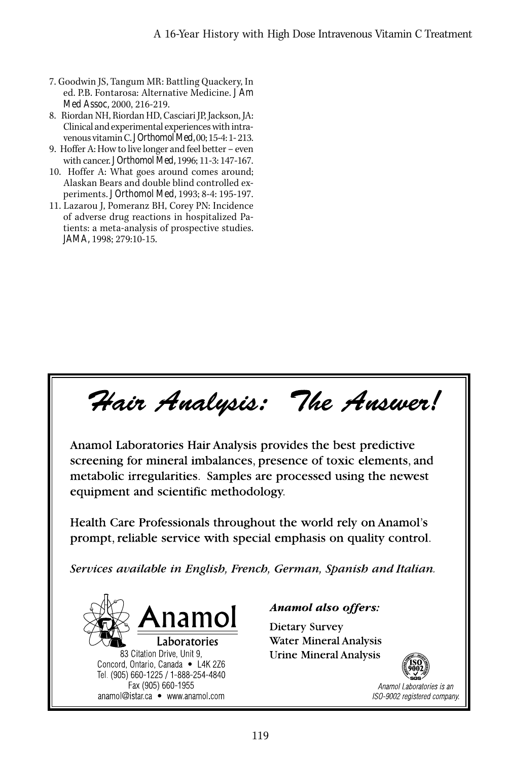7. Goodwin JS, Tangum MR: Battling Quackery, In ed. P.B. Fontarosa: Alternative Medicine. *J Am Med Assoc*, 2000, 216-219.
8. Riordan NH, Riordan HD, Casciari JP, Jackson, JA: Clinical and experimental experiences with intravenous vitamin C. *J Orthomol Med*, 00; 15-4: 1- 213.
9. Hoffer A: How to live longer and feel better – even with cancer. *J Orthomol Med*, 1996; 11-3: 147-167.
10. Hoffer A: What goes around comes around; Alaskan Bears and double blind controlled experiments. *J Orthomol Med*, 1993; 8-4: 195-197.
11. Lazarou J, Pomeranz BH, Corey PN: Incidence of adverse drug reactions in hospitalized Patients: a meta-analysis of prospective studies. *JAMA*, 1998; 279:10-15.

# *Hair Analysis: The Answer!*

Anamol Laboratories Hair Analysis provides the best predictive screening for mineral imbalances, presence of toxic elements, and metabolic irregularities. Samples are processed using the newest equipment and scientific methodology.

Health Care Professionals throughout the world rely on Anamol's prompt, reliable service with special emphasis on quality control.

*Services available in English, French, German, Spanish and Italian.*

**Anamol**
Laboratories
83 Citation Drive, Unit 9,
Concord, Ontario, Canada • L4K 2Z6
Tel. (905) 660-1225 / 1-888-254-4840
Fax (905) 660-1955
anamol@istar.ca • www.anamol.com

***Anamol also offers:***

Dietary Survey
Water Mineral Analysis
Urine Mineral Analysis

*Anamol Laboratories is an ISO-9002 registered company.*